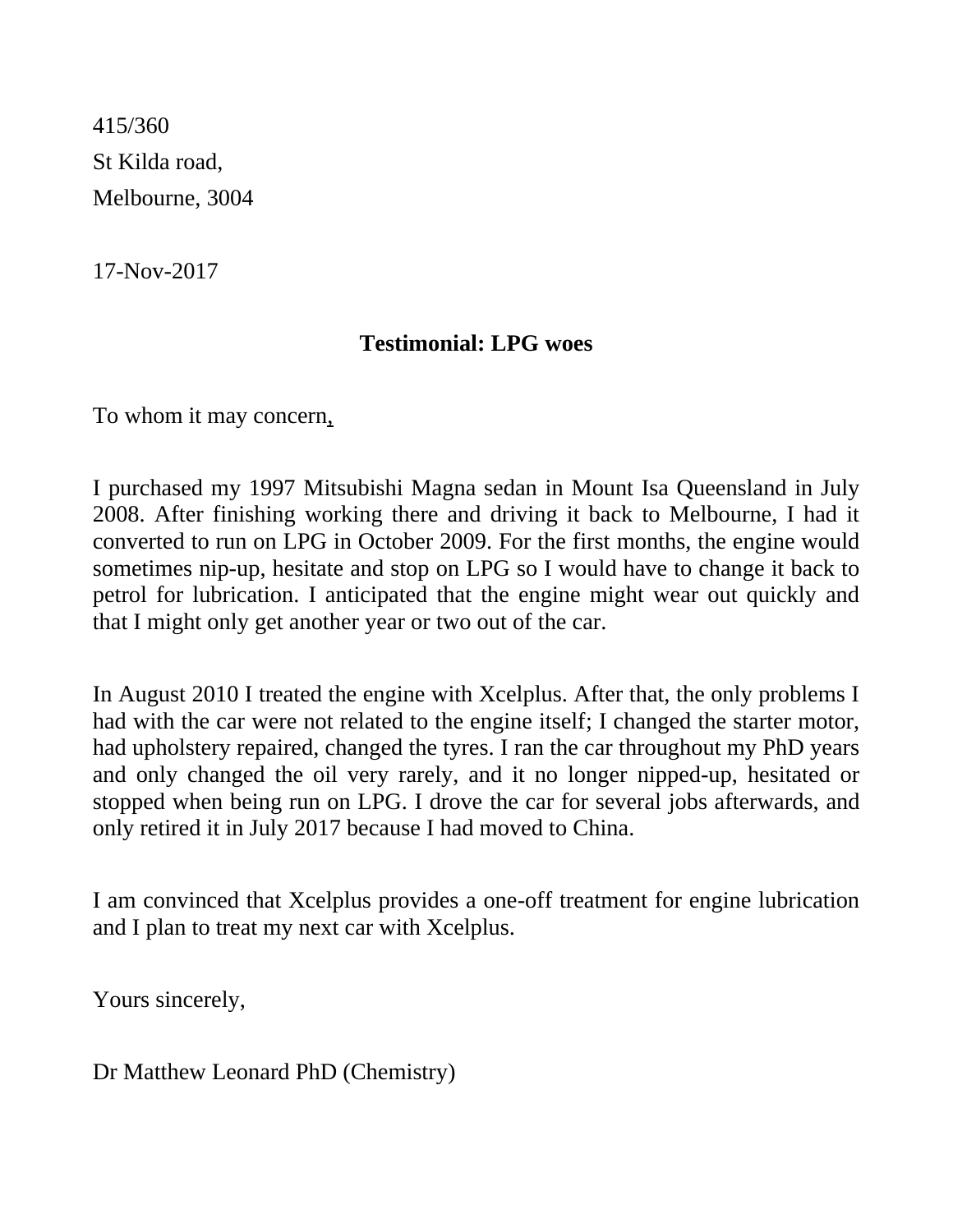415/360
St Kilda road,
Melbourne, 3004

17-Nov-2017

**Testimonial: LPG woes**

To whom it may concern,

I purchased my 1997 Mitsubishi Magna sedan in Mount Isa Queensland in July 2008. After finishing working there and driving it back to Melbourne, I had it converted to run on LPG in October 2009. For the first months, the engine would sometimes nip-up, hesitate and stop on LPG so I would have to change it back to petrol for lubrication. I anticipated that the engine might wear out quickly and that I might only get another year or two out of the car.

In August 2010 I treated the engine with Xcelplus. After that, the only problems I had with the car were not related to the engine itself; I changed the starter motor, had upholstery repaired, changed the tyres. I ran the car throughout my PhD years and only changed the oil very rarely, and it no longer nipped-up, hesitated or stopped when being run on LPG. I drove the car for several jobs afterwards, and only retired it in July 2017 because I had moved to China.

I am convinced that Xcelplus provides a one-off treatment for engine lubrication and I plan to treat my next car with Xcelplus.

Yours sincerely,

Dr Matthew Leonard PhD (Chemistry)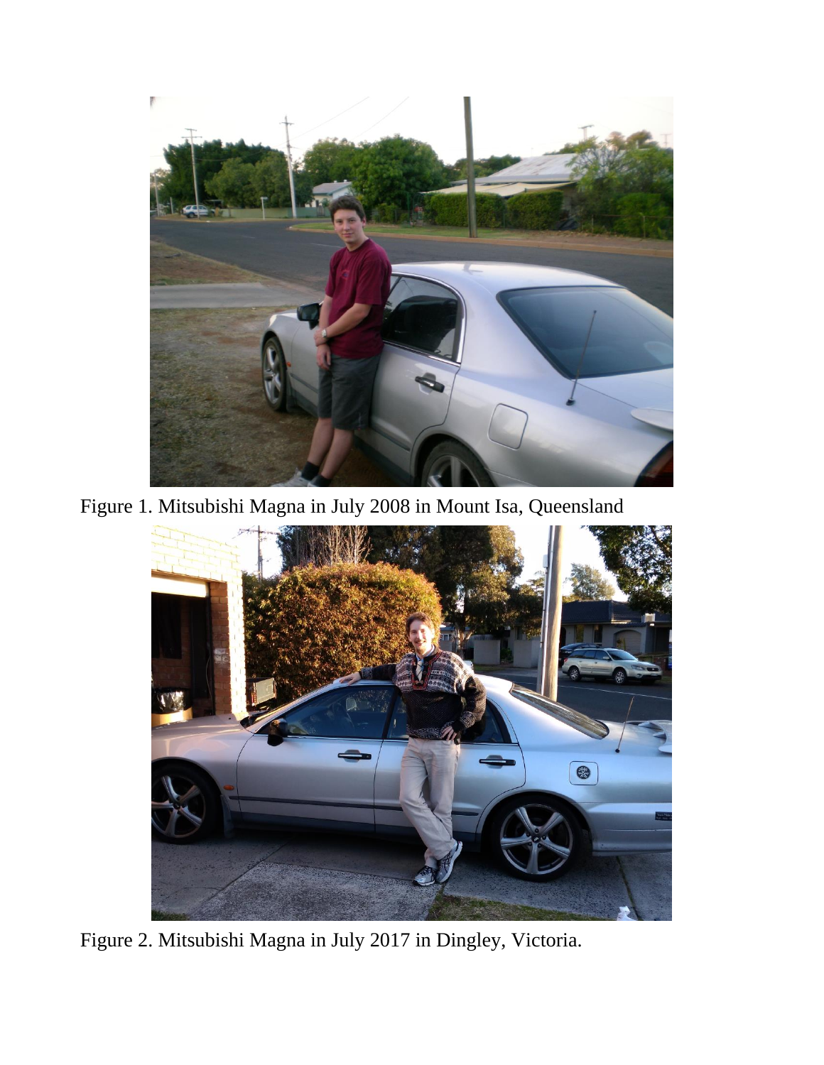Figure 1. Mitsubishi Magna in July 2008 in Mount Isa, Queensland

Figure 2. Mitsubishi Magna in July 2017 in Dingley, Victoria.